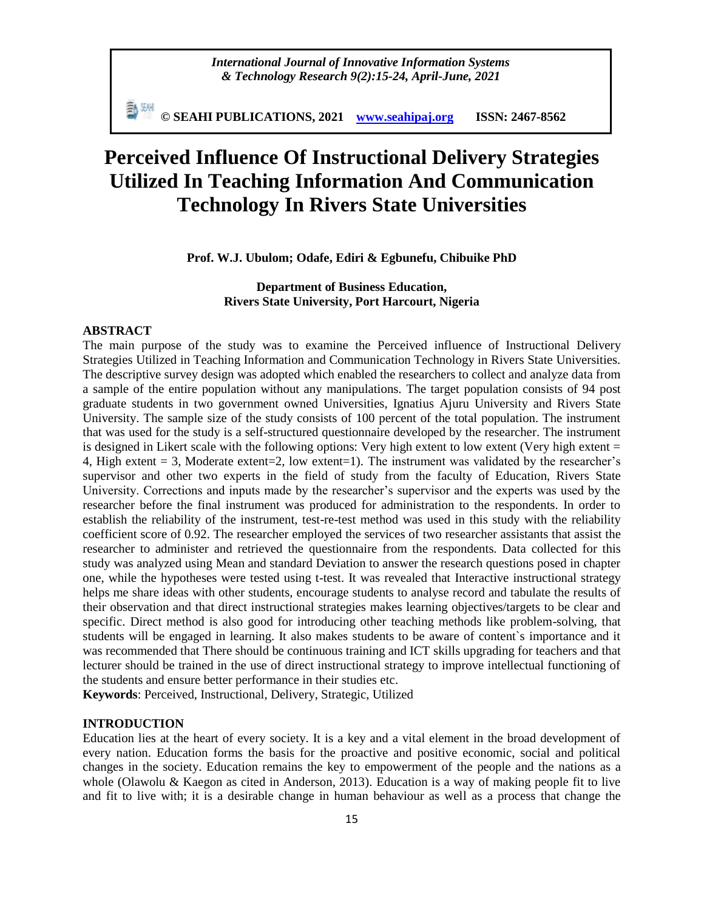# Perceived Influence Of Instructional Delivery Strategies Utilized In Teaching Information And Communication Technology In Rivers State Universities

**Prof. W.J. Ubulom; Odafe, Ediri & Egbunefu, Chibuike PhD**

**Department of Business Education,**
**Rivers State University, Port Harcourt, Nigeria**

## ABSTRACT

The main purpose of the study was to examine the Perceived influence of Instructional Delivery Strategies Utilized in Teaching Information and Communication Technology in Rivers State Universities. The descriptive survey design was adopted which enabled the researchers to collect and analyze data from a sample of the entire population without any manipulations. The target population consists of 94 post graduate students in two government owned Universities, Ignatius Ajuru University and Rivers State University. The sample size of the study consists of 100 percent of the total population. The instrument that was used for the study is a self-structured questionnaire developed by the researcher. The instrument is designed in Likert scale with the following options: Very high extent to low extent (Very high extent = 4, High extent = 3, Moderate extent=2, low extent=1). The instrument was validated by the researcher's supervisor and other two experts in the field of study from the faculty of Education, Rivers State University. Corrections and inputs made by the researcher's supervisor and the experts was used by the researcher before the final instrument was produced for administration to the respondents. In order to establish the reliability of the instrument, test-re-test method was used in this study with the reliability coefficient score of 0.92. The researcher employed the services of two researcher assistants that assist the researcher to administer and retrieved the questionnaire from the respondents. Data collected for this study was analyzed using Mean and standard Deviation to answer the research questions posed in chapter one, while the hypotheses were tested using t-test. It was revealed that Interactive instructional strategy helps me share ideas with other students, encourage students to analyse record and tabulate the results of their observation and that direct instructional strategies makes learning objectives/targets to be clear and specific. Direct method is also good for introducing other teaching methods like problem-solving, that students will be engaged in learning. It also makes students to be aware of content`s importance and it was recommended that There should be continuous training and ICT skills upgrading for teachers and that lecturer should be trained in the use of direct instructional strategy to improve intellectual functioning of the students and ensure better performance in their studies etc.

**Keywords**: Perceived, Instructional, Delivery, Strategic, Utilized

## INTRODUCTION

Education lies at the heart of every society. It is a key and a vital element in the broad development of every nation. Education forms the basis for the proactive and positive economic, social and political changes in the society. Education remains the key to empowerment of the people and the nations as a whole (Olawolu & Kaegon as cited in Anderson, 2013). Education is a way of making people fit to live and fit to live with; it is a desirable change in human behaviour as well as a process that change the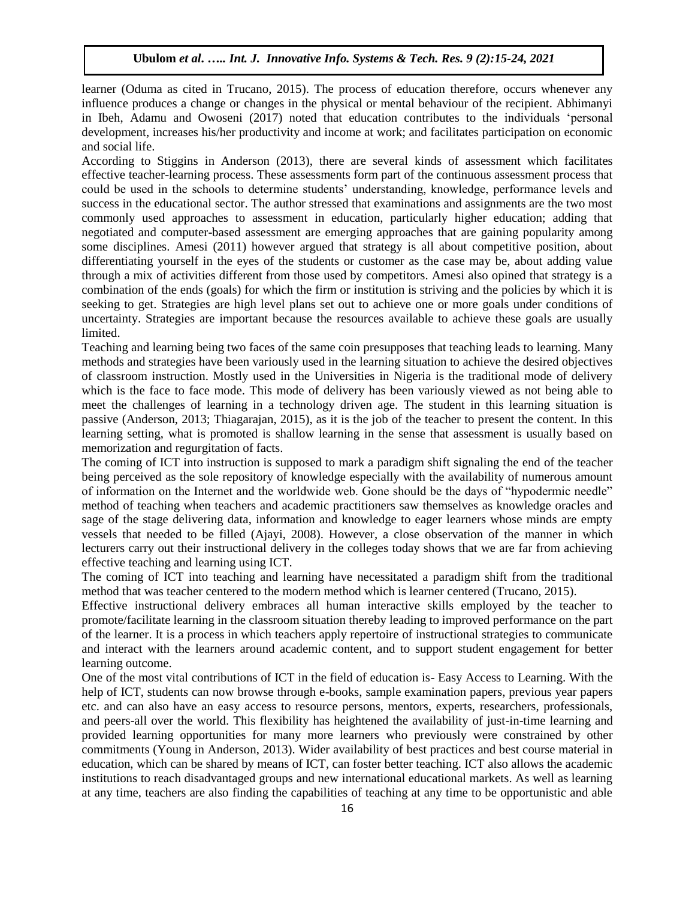learner (Oduma as cited in Trucano, 2015). The process of education therefore, occurs whenever any influence produces a change or changes in the physical or mental behaviour of the recipient. Abhimanyi in Ibeh, Adamu and Owoseni (2017) noted that education contributes to the individuals 'personal development, increases his/her productivity and income at work; and facilitates participation on economic and social life.

According to Stiggins in Anderson (2013), there are several kinds of assessment which facilitates effective teacher-learning process. These assessments form part of the continuous assessment process that could be used in the schools to determine students' understanding, knowledge, performance levels and success in the educational sector. The author stressed that examinations and assignments are the two most commonly used approaches to assessment in education, particularly higher education; adding that negotiated and computer-based assessment are emerging approaches that are gaining popularity among some disciplines. Amesi (2011) however argued that strategy is all about competitive position, about differentiating yourself in the eyes of the students or customer as the case may be, about adding value through a mix of activities different from those used by competitors. Amesi also opined that strategy is a combination of the ends (goals) for which the firm or institution is striving and the policies by which it is seeking to get. Strategies are high level plans set out to achieve one or more goals under conditions of uncertainty. Strategies are important because the resources available to achieve these goals are usually limited.

Teaching and learning being two faces of the same coin presupposes that teaching leads to learning. Many methods and strategies have been variously used in the learning situation to achieve the desired objectives of classroom instruction. Mostly used in the Universities in Nigeria is the traditional mode of delivery which is the face to face mode. This mode of delivery has been variously viewed as not being able to meet the challenges of learning in a technology driven age. The student in this learning situation is passive (Anderson, 2013; Thiagarajan, 2015), as it is the job of the teacher to present the content. In this learning setting, what is promoted is shallow learning in the sense that assessment is usually based on memorization and regurgitation of facts.

The coming of ICT into instruction is supposed to mark a paradigm shift signaling the end of the teacher being perceived as the sole repository of knowledge especially with the availability of numerous amount of information on the Internet and the worldwide web. Gone should be the days of "hypodermic needle" method of teaching when teachers and academic practitioners saw themselves as knowledge oracles and sage of the stage delivering data, information and knowledge to eager learners whose minds are empty vessels that needed to be filled (Ajayi, 2008). However, a close observation of the manner in which lecturers carry out their instructional delivery in the colleges today shows that we are far from achieving effective teaching and learning using ICT.

The coming of ICT into teaching and learning have necessitated a paradigm shift from the traditional method that was teacher centered to the modern method which is learner centered (Trucano, 2015).

Effective instructional delivery embraces all human interactive skills employed by the teacher to promote/facilitate learning in the classroom situation thereby leading to improved performance on the part of the learner. It is a process in which teachers apply repertoire of instructional strategies to communicate and interact with the learners around academic content, and to support student engagement for better learning outcome.

One of the most vital contributions of ICT in the field of education is- Easy Access to Learning. With the help of ICT, students can now browse through e-books, sample examination papers, previous year papers etc. and can also have an easy access to resource persons, mentors, experts, researchers, professionals, and peers-all over the world. This flexibility has heightened the availability of just-in-time learning and provided learning opportunities for many more learners who previously were constrained by other commitments (Young in Anderson, 2013). Wider availability of best practices and best course material in education, which can be shared by means of ICT, can foster better teaching. ICT also allows the academic institutions to reach disadvantaged groups and new international educational markets. As well as learning at any time, teachers are also finding the capabilities of teaching at any time to be opportunistic and able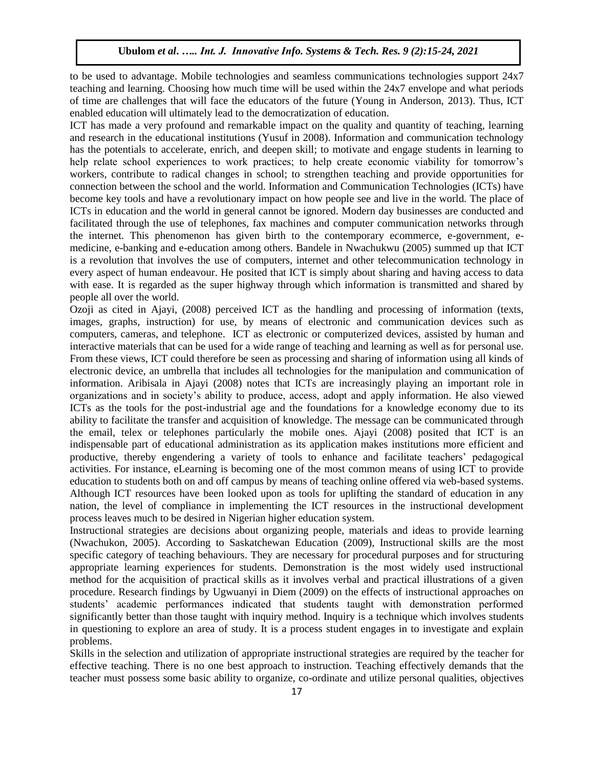to be used to advantage. Mobile technologies and seamless communications technologies support 24x7 teaching and learning. Choosing how much time will be used within the 24x7 envelope and what periods of time are challenges that will face the educators of the future (Young in Anderson, 2013). Thus, ICT enabled education will ultimately lead to the democratization of education.

ICT has made a very profound and remarkable impact on the quality and quantity of teaching, learning and research in the educational institutions (Yusuf in 2008). Information and communication technology has the potentials to accelerate, enrich, and deepen skill; to motivate and engage students in learning to help relate school experiences to work practices; to help create economic viability for tomorrow's workers, contribute to radical changes in school; to strengthen teaching and provide opportunities for connection between the school and the world. Information and Communication Technologies (ICTs) have become key tools and have a revolutionary impact on how people see and live in the world. The place of ICTs in education and the world in general cannot be ignored. Modern day businesses are conducted and facilitated through the use of telephones, fax machines and computer communication networks through the internet. This phenomenon has given birth to the contemporary ecommerce, e-government, e-medicine, e-banking and e-education among others. Bandele in Nwachukwu (2005) summed up that ICT is a revolution that involves the use of computers, internet and other telecommunication technology in every aspect of human endeavour. He posited that ICT is simply about sharing and having access to data with ease. It is regarded as the super highway through which information is transmitted and shared by people all over the world.

Ozoji as cited in Ajayi, (2008) perceived ICT as the handling and processing of information (texts, images, graphs, instruction) for use, by means of electronic and communication devices such as computers, cameras, and telephone. ICT as electronic or computerized devices, assisted by human and interactive materials that can be used for a wide range of teaching and learning as well as for personal use. From these views, ICT could therefore be seen as processing and sharing of information using all kinds of electronic device, an umbrella that includes all technologies for the manipulation and communication of information. Aribisala in Ajayi (2008) notes that ICTs are increasingly playing an important role in organizations and in society's ability to produce, access, adopt and apply information. He also viewed ICTs as the tools for the post-industrial age and the foundations for a knowledge economy due to its ability to facilitate the transfer and acquisition of knowledge. The message can be communicated through the email, telex or telephones particularly the mobile ones. Ajayi (2008) posited that ICT is an indispensable part of educational administration as its application makes institutions more efficient and productive, thereby engendering a variety of tools to enhance and facilitate teachers' pedagogical activities. For instance, eLearning is becoming one of the most common means of using ICT to provide education to students both on and off campus by means of teaching online offered via web-based systems. Although ICT resources have been looked upon as tools for uplifting the standard of education in any nation, the level of compliance in implementing the ICT resources in the instructional development process leaves much to be desired in Nigerian higher education system.

Instructional strategies are decisions about organizing people, materials and ideas to provide learning (Nwachukon, 2005). According to Saskatchewan Education (2009), Instructional skills are the most specific category of teaching behaviours. They are necessary for procedural purposes and for structuring appropriate learning experiences for students. Demonstration is the most widely used instructional method for the acquisition of practical skills as it involves verbal and practical illustrations of a given procedure. Research findings by Ugwuanyi in Diem (2009) on the effects of instructional approaches on students' academic performances indicated that students taught with demonstration performed significantly better than those taught with inquiry method. Inquiry is a technique which involves students in questioning to explore an area of study. It is a process student engages in to investigate and explain problems.

Skills in the selection and utilization of appropriate instructional strategies are required by the teacher for effective teaching. There is no one best approach to instruction. Teaching effectively demands that the teacher must possess some basic ability to organize, co-ordinate and utilize personal qualities, objectives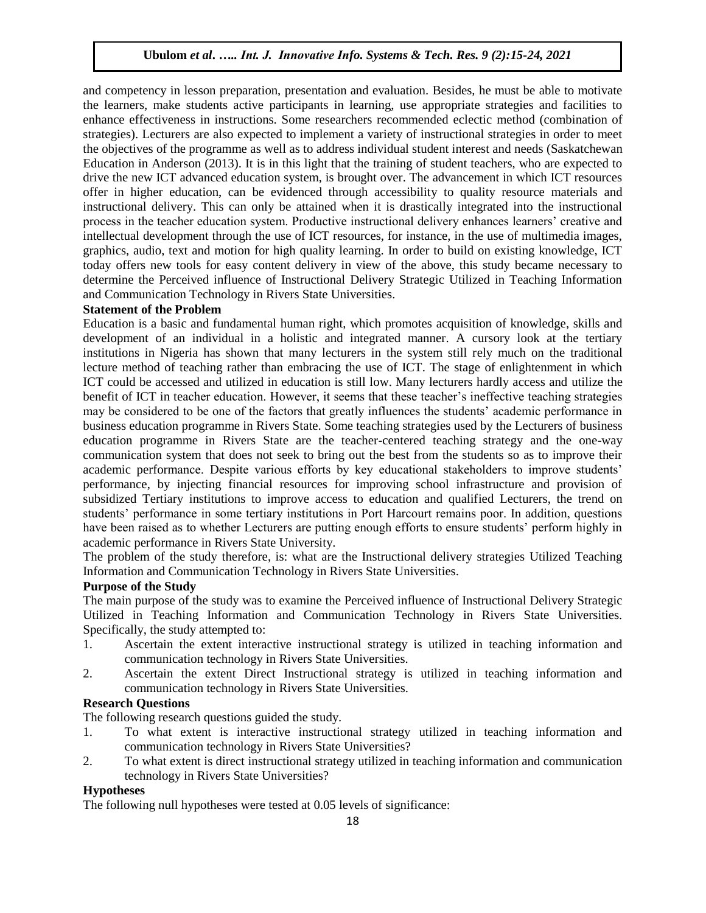and competency in lesson preparation, presentation and evaluation. Besides, he must be able to motivate the learners, make students active participants in learning, use appropriate strategies and facilities to enhance effectiveness in instructions. Some researchers recommended eclectic method (combination of strategies). Lecturers are also expected to implement a variety of instructional strategies in order to meet the objectives of the programme as well as to address individual student interest and needs (Saskatchewan Education in Anderson (2013). It is in this light that the training of student teachers, who are expected to drive the new ICT advanced education system, is brought over. The advancement in which ICT resources offer in higher education, can be evidenced through accessibility to quality resource materials and instructional delivery. This can only be attained when it is drastically integrated into the instructional process in the teacher education system. Productive instructional delivery enhances learners' creative and intellectual development through the use of ICT resources, for instance, in the use of multimedia images, graphics, audio, text and motion for high quality learning. In order to build on existing knowledge, ICT today offers new tools for easy content delivery in view of the above, this study became necessary to determine the Perceived influence of Instructional Delivery Strategic Utilized in Teaching Information and Communication Technology in Rivers State Universities.

**Statement of the Problem**

Education is a basic and fundamental human right, which promotes acquisition of knowledge, skills and development of an individual in a holistic and integrated manner. A cursory look at the tertiary institutions in Nigeria has shown that many lecturers in the system still rely much on the traditional lecture method of teaching rather than embracing the use of ICT. The stage of enlightenment in which ICT could be accessed and utilized in education is still low. Many lecturers hardly access and utilize the benefit of ICT in teacher education. However, it seems that these teacher's ineffective teaching strategies may be considered to be one of the factors that greatly influences the students' academic performance in business education programme in Rivers State. Some teaching strategies used by the Lecturers of business education programme in Rivers State are the teacher-centered teaching strategy and the one-way communication system that does not seek to bring out the best from the students so as to improve their academic performance. Despite various efforts by key educational stakeholders to improve students' performance, by injecting financial resources for improving school infrastructure and provision of subsidized Tertiary institutions to improve access to education and qualified Lecturers, the trend on students' performance in some tertiary institutions in Port Harcourt remains poor. In addition, questions have been raised as to whether Lecturers are putting enough efforts to ensure students' perform highly in academic performance in Rivers State University.

The problem of the study therefore, is: what are the Instructional delivery strategies Utilized Teaching Information and Communication Technology in Rivers State Universities.

**Purpose of the Study**

The main purpose of the study was to examine the Perceived influence of Instructional Delivery Strategic Utilized in Teaching Information and Communication Technology in Rivers State Universities. Specifically, the study attempted to:

1. Ascertain the extent interactive instructional strategy is utilized in teaching information and communication technology in Rivers State Universities.
2. Ascertain the extent Direct Instructional strategy is utilized in teaching information and communication technology in Rivers State Universities.

**Research Questions**

The following research questions guided the study.

1. To what extent is interactive instructional strategy utilized in teaching information and communication technology in Rivers State Universities?
2. To what extent is direct instructional strategy utilized in teaching information and communication technology in Rivers State Universities?

**Hypotheses**

The following null hypotheses were tested at 0.05 levels of significance: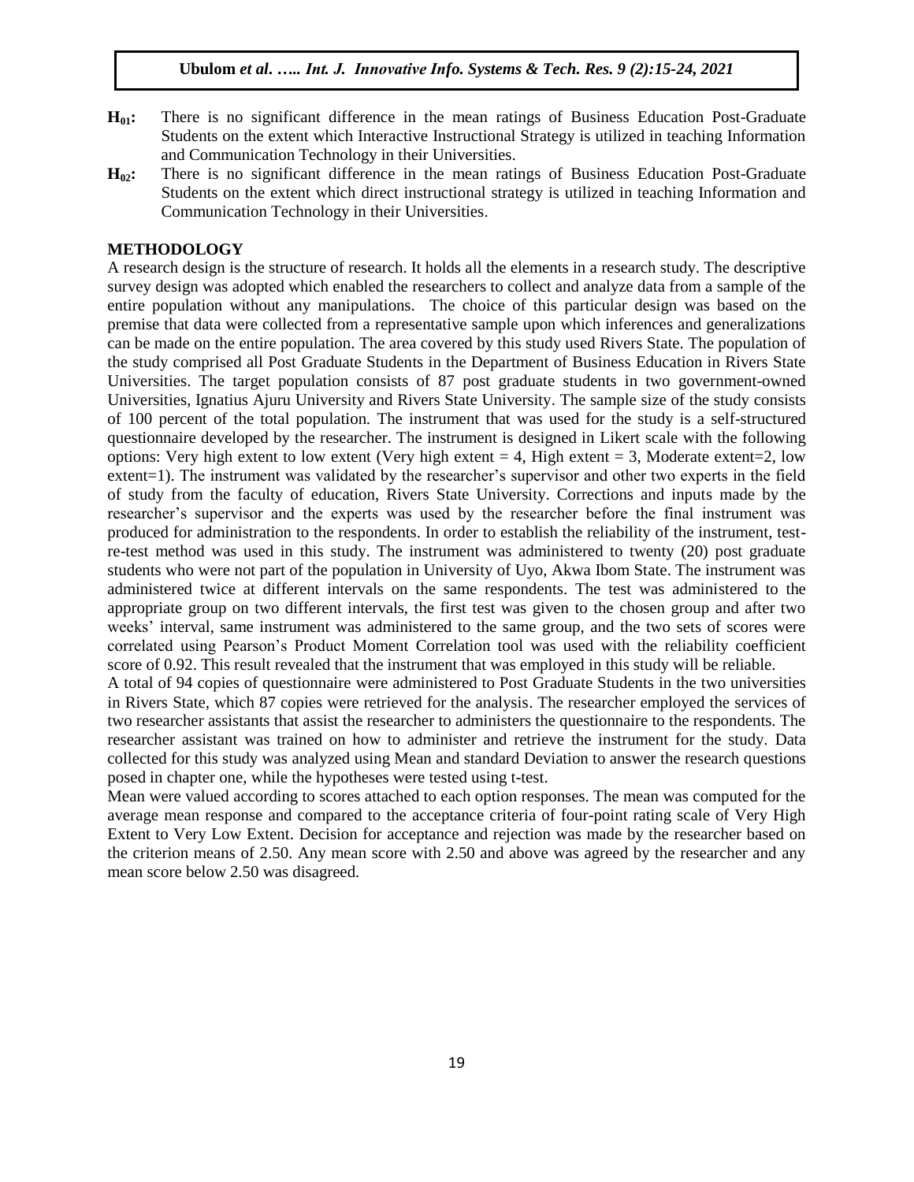**$H_{01}$:** There is no significant difference in the mean ratings of Business Education Post-Graduate Students on the extent which Interactive Instructional Strategy is utilized in teaching Information and Communication Technology in their Universities.

**$H_{02}$:** There is no significant difference in the mean ratings of Business Education Post-Graduate Students on the extent which direct instructional strategy is utilized in teaching Information and Communication Technology in their Universities.

## METHODOLOGY

A research design is the structure of research. It holds all the elements in a research study. The descriptive survey design was adopted which enabled the researchers to collect and analyze data from a sample of the entire population without any manipulations. The choice of this particular design was based on the premise that data were collected from a representative sample upon which inferences and generalizations can be made on the entire population. The area covered by this study used Rivers State. The population of the study comprised all Post Graduate Students in the Department of Business Education in Rivers State Universities. The target population consists of 87 post graduate students in two government-owned Universities, Ignatius Ajuru University and Rivers State University. The sample size of the study consists of 100 percent of the total population. The instrument that was used for the study is a self-structured questionnaire developed by the researcher. The instrument is designed in Likert scale with the following options: Very high extent to low extent (Very high extent = 4, High extent = 3, Moderate extent=2, low extent=1). The instrument was validated by the researcher's supervisor and other two experts in the field of study from the faculty of education, Rivers State University. Corrections and inputs made by the researcher's supervisor and the experts was used by the researcher before the final instrument was produced for administration to the respondents. In order to establish the reliability of the instrument, test-re-test method was used in this study. The instrument was administered to twenty (20) post graduate students who were not part of the population in University of Uyo, Akwa Ibom State. The instrument was administered twice at different intervals on the same respondents. The test was administered to the appropriate group on two different intervals, the first test was given to the chosen group and after two weeks' interval, same instrument was administered to the same group, and the two sets of scores were correlated using Pearson's Product Moment Correlation tool was used with the reliability coefficient score of 0.92. This result revealed that the instrument that was employed in this study will be reliable.

A total of 94 copies of questionnaire were administered to Post Graduate Students in the two universities in Rivers State, which 87 copies were retrieved for the analysis. The researcher employed the services of two researcher assistants that assist the researcher to administers the questionnaire to the respondents. The researcher assistant was trained on how to administer and retrieve the instrument for the study. Data collected for this study was analyzed using Mean and standard Deviation to answer the research questions posed in chapter one, while the hypotheses were tested using t-test.

Mean were valued according to scores attached to each option responses. The mean was computed for the average mean response and compared to the acceptance criteria of four-point rating scale of Very High Extent to Very Low Extent. Decision for acceptance and rejection was made by the researcher based on the criterion means of 2.50. Any mean score with 2.50 and above was agreed by the researcher and any mean score below 2.50 was disagreed.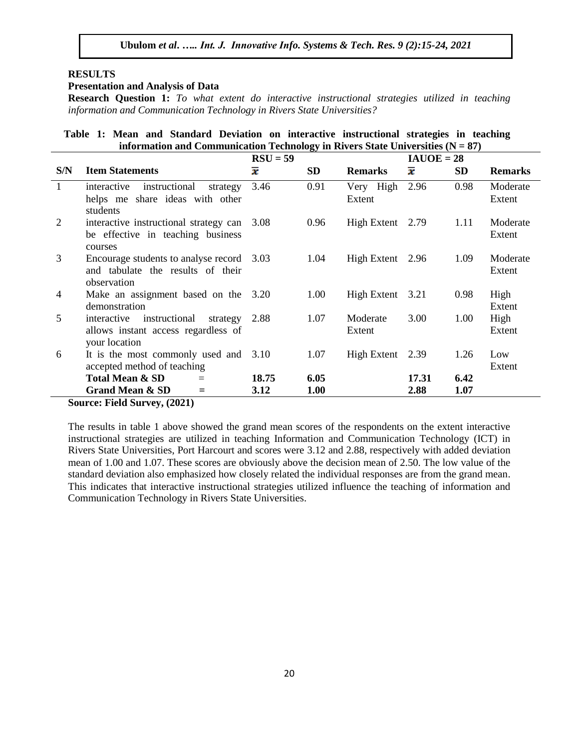**RESULTS**

**Presentation and Analysis of Data**

**Research Question 1:** *To what extent do interactive instructional strategies utilized in teaching information and Communication Technology in Rivers State Universities?*

**Table 1: Mean and Standard Deviation on interactive instructional strategies in teaching information and Communication Technology in Rivers State Universities (N = 87)**

| S/N | Item Statements | RSU = 59 | | | IAUOE = 28 | | |
|---|---|---|---|---|---|---|---|
| | | $\bar{x}$ | SD | Remarks | $\bar{x}$ | SD | Remarks |
| 1 | interactive instructional strategy helps me share ideas with other students | 3.46 | 0.91 | Very High Extent | 2.96 | 0.98 | Moderate Extent |
| 2 | interactive instructional strategy can be effective in teaching business courses | 3.08 | 0.96 | High Extent | 2.79 | 1.11 | Moderate Extent |
| 3 | Encourage students to analyse record and tabulate the results of their observation | 3.03 | 1.04 | High Extent | 2.96 | 1.09 | Moderate Extent |
| 4 | Make an assignment based on the demonstration | 3.20 | 1.00 | High Extent | 3.21 | 0.98 | High Extent |
| 5 | interactive instructional strategy allows instant access regardless of your location | 2.88 | 1.07 | Moderate Extent | 3.00 | 1.00 | High Extent |
| 6 | It is the most commonly used and accepted method of teaching | 3.10 | 1.07 | High Extent | 2.39 | 1.26 | Low Extent |
| | **Total Mean & SD =** | **18.75** | **6.05** | | **17.31** | **6.42** | |
| | **Grand Mean & SD =** | **3.12** | **1.00** | | **2.88** | **1.07** | |

**Source: Field Survey, (2021)**

The results in table 1 above showed the grand mean scores of the respondents on the extent interactive instructional strategies are utilized in teaching Information and Communication Technology (ICT) in Rivers State Universities, Port Harcourt and scores were 3.12 and 2.88, respectively with added deviation mean of 1.00 and 1.07. These scores are obviously above the decision mean of 2.50. The low value of the standard deviation also emphasized how closely related the individual responses are from the grand mean. This indicates that interactive instructional strategies utilized influence the teaching of information and Communication Technology in Rivers State Universities.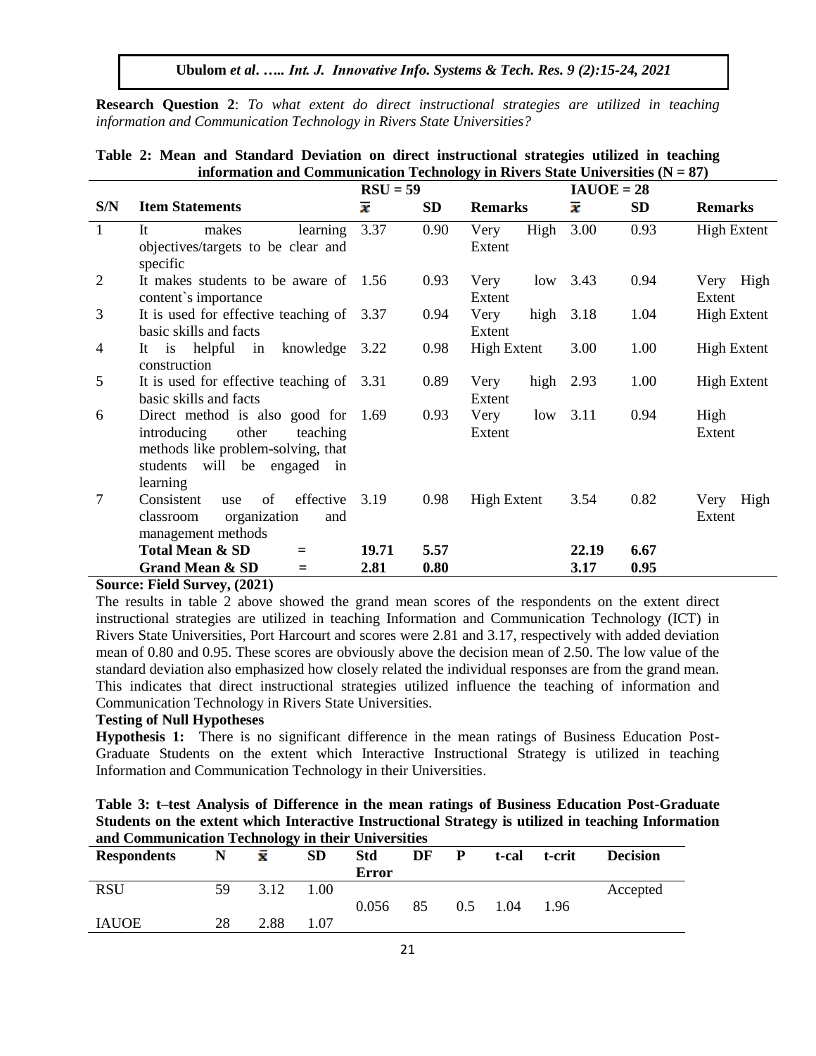**Research Question 2**: *To what extent do direct instructional strategies are utilized in teaching information and Communication Technology in Rivers State Universities?*

**Table 2: Mean and Standard Deviation on direct instructional strategies utilized in teaching information and Communication Technology in Rivers State Universities (N = 87)**

| | | RSU = 59 | | | IAUOE = 28 | | |
|---|---|---|---|---|---|---|---|
| **S/N** | **Item Statements** | $\bar{x}$ | **SD** | **Remarks** | $\bar{x}$ | **SD** | **Remarks** |
| 1 | It makes learning objectives/targets to be clear and specific | 3.37 | 0.90 | Very High Extent | 3.00 | 0.93 | High Extent |
| 2 | It makes students to be aware of content`s importance | 1.56 | 0.93 | Very low Extent | 3.43 | 0.94 | Very High Extent |
| 3 | It is used for effective teaching of basic skills and facts | 3.37 | 0.94 | Very high Extent | 3.18 | 1.04 | High Extent |
| 4 | It is helpful in knowledge construction | 3.22 | 0.98 | High Extent | 3.00 | 1.00 | High Extent |
| 5 | It is used for effective teaching of basic skills and facts | 3.31 | 0.89 | Very high Extent | 2.93 | 1.00 | High Extent |
| 6 | Direct method is also good for introducing other teaching methods like problem-solving, that students will be engaged in learning | 1.69 | 0.93 | Very low Extent | 3.11 | 0.94 | High Extent |
| 7 | Consistent use of effective classroom organization and management methods | 3.19 | 0.98 | High Extent | 3.54 | 0.82 | Very High Extent |
| | **Total Mean & SD =** | **19.71** | **5.57** | | **22.19** | **6.67** | |
| | **Grand Mean & SD =** | **2.81** | **0.80** | | **3.17** | **0.95** | |

**Source: Field Survey, (2021)**

The results in table 2 above showed the grand mean scores of the respondents on the extent direct instructional strategies are utilized in teaching Information and Communication Technology (ICT) in Rivers State Universities, Port Harcourt and scores were 2.81 and 3.17, respectively with added deviation mean of 0.80 and 0.95. These scores are obviously above the decision mean of 2.50. The low value of the standard deviation also emphasized how closely related the individual responses are from the grand mean. This indicates that direct instructional strategies utilized influence the teaching of information and Communication Technology in Rivers State Universities.

**Testing of Null Hypotheses**

**Hypothesis 1:** There is no significant difference in the mean ratings of Business Education Post-Graduate Students on the extent which Interactive Instructional Strategy is utilized in teaching Information and Communication Technology in their Universities.

**Table 3: t–test Analysis of Difference in the mean ratings of Business Education Post-Graduate Students on the extent which Interactive Instructional Strategy is utilized in teaching Information and Communication Technology in their Universities**

| **Respondents** | **N** | $\bar{x}$ | **SD** | **Std Error** | **DF** | **P** | **t-cal** | **t-crit** | **Decision** |
|---|---|---|---|---|---|---|---|---|---|
| RSU | 59 | 3.12 | 1.00 | 0.056 | 85 | 0.5 | 1.04 | 1.96 | Accepted |
| IAUOE | 28 | 2.88 | 1.07 | | | | | | |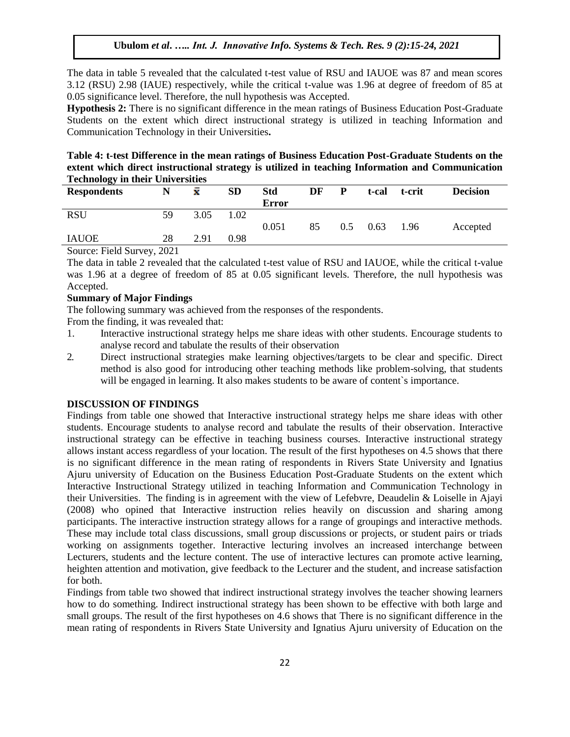The data in table 5 revealed that the calculated t-test value of RSU and IAUOE was 87 and mean scores 3.12 (RSU) 2.98 (IAUE) respectively, while the critical t-value was 1.96 at degree of freedom of 85 at 0.05 significance level. Therefore, the null hypothesis was Accepted.

**Hypothesis 2:** There is no significant difference in the mean ratings of Business Education Post-Graduate Students on the extent which direct instructional strategy is utilized in teaching Information and Communication Technology in their Universities**.**

**Table 4: t-test Difference in the mean ratings of Business Education Post-Graduate Students on the extent which direct instructional strategy is utilized in teaching Information and Communication Technology in their Universities**

| Respondents | N | $\bar{x}$ | SD | Std Error | DF | P | t-cal | t-crit | Decision |
|---|---|---|---|---|---|---|---|---|---|
| RSU | 59 | 3.05 | 1.02 | 0.051 | 85 | 0.5 | 0.63 | 1.96 | Accepted |
| IAUOE | 28 | 2.91 | 0.98 | | | | | | |

Source: Field Survey, 2021

The data in table 2 revealed that the calculated t-test value of RSU and IAUOE, while the critical t-value was 1.96 at a degree of freedom of 85 at 0.05 significant levels. Therefore, the null hypothesis was Accepted.

**Summary of Major Findings**

The following summary was achieved from the responses of the respondents.

From the finding, it was revealed that:

1. Interactive instructional strategy helps me share ideas with other students. Encourage students to analyse record and tabulate the results of their observation
2. Direct instructional strategies make learning objectives/targets to be clear and specific. Direct method is also good for introducing other teaching methods like problem-solving, that students will be engaged in learning. It also makes students to be aware of content`s importance.

**DISCUSSION OF FINDINGS**

Findings from table one showed that Interactive instructional strategy helps me share ideas with other students. Encourage students to analyse record and tabulate the results of their observation. Interactive instructional strategy can be effective in teaching business courses. Interactive instructional strategy allows instant access regardless of your location. The result of the first hypotheses on 4.5 shows that there is no significant difference in the mean rating of respondents in Rivers State University and Ignatius Ajuru university of Education on the Business Education Post-Graduate Students on the extent which Interactive Instructional Strategy utilized in teaching Information and Communication Technology in their Universities. The finding is in agreement with the view of Lefebvre, Deaudelin & Loiselle in Ajayi (2008) who opined that Interactive instruction relies heavily on discussion and sharing among participants. The interactive instruction strategy allows for a range of groupings and interactive methods. These may include total class discussions, small group discussions or projects, or student pairs or triads working on assignments together. Interactive lecturing involves an increased interchange between Lecturers, students and the lecture content. The use of interactive lectures can promote active learning, heighten attention and motivation, give feedback to the Lecturer and the student, and increase satisfaction for both.

Findings from table two showed that indirect instructional strategy involves the teacher showing learners how to do something. Indirect instructional strategy has been shown to be effective with both large and small groups. The result of the first hypotheses on 4.6 shows that There is no significant difference in the mean rating of respondents in Rivers State University and Ignatius Ajuru university of Education on the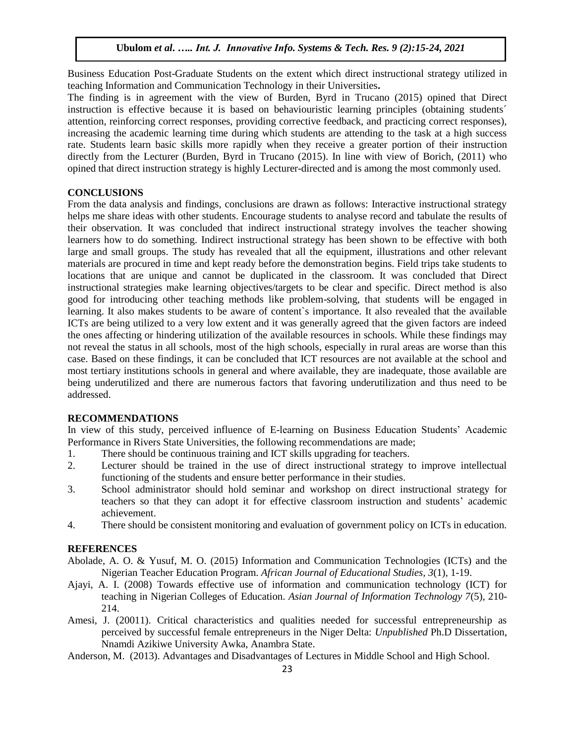Business Education Post-Graduate Students on the extent which direct instructional strategy utilized in teaching Information and Communication Technology in their Universities**.**

The finding is in agreement with the view of Burden, Byrd in Trucano (2015) opined that Direct instruction is effective because it is based on behaviouristic learning principles (obtaining students´ attention, reinforcing correct responses, providing corrective feedback, and practicing correct responses), increasing the academic learning time during which students are attending to the task at a high success rate. Students learn basic skills more rapidly when they receive a greater portion of their instruction directly from the Lecturer (Burden, Byrd in Trucano (2015). In line with view of Borich, (2011) who opined that direct instruction strategy is highly Lecturer-directed and is among the most commonly used.

## CONCLUSIONS

From the data analysis and findings, conclusions are drawn as follows: Interactive instructional strategy helps me share ideas with other students. Encourage students to analyse record and tabulate the results of their observation. It was concluded that indirect instructional strategy involves the teacher showing learners how to do something. Indirect instructional strategy has been shown to be effective with both large and small groups. The study has revealed that all the equipment, illustrations and other relevant materials are procured in time and kept ready before the demonstration begins. Field trips take students to locations that are unique and cannot be duplicated in the classroom. It was concluded that Direct instructional strategies make learning objectives/targets to be clear and specific. Direct method is also good for introducing other teaching methods like problem-solving, that students will be engaged in learning. It also makes students to be aware of content`s importance. It also revealed that the available ICTs are being utilized to a very low extent and it was generally agreed that the given factors are indeed the ones affecting or hindering utilization of the available resources in schools. While these findings may not reveal the status in all schools, most of the high schools, especially in rural areas are worse than this case. Based on these findings, it can be concluded that ICT resources are not available at the school and most tertiary institutions schools in general and where available, they are inadequate, those available are being underutilized and there are numerous factors that favoring underutilization and thus need to be addressed.

## RECOMMENDATIONS

In view of this study, perceived influence of E-learning on Business Education Students' Academic Performance in Rivers State Universities, the following recommendations are made;

1. There should be continuous training and ICT skills upgrading for teachers.
2. Lecturer should be trained in the use of direct instructional strategy to improve intellectual functioning of the students and ensure better performance in their studies.
3. School administrator should hold seminar and workshop on direct instructional strategy for teachers so that they can adopt it for effective classroom instruction and students' academic achievement.
4. There should be consistent monitoring and evaluation of government policy on ICTs in education.

## REFERENCES

Abolade, A. O. & Yusuf, M. O. (2015) Information and Communication Technologies (ICTs) and the Nigerian Teacher Education Program. *African Journal of Educational Studies, 3*(1), 1-19.

Ajayi, A. I. (2008) Towards effective use of information and communication technology (ICT) for teaching in Nigerian Colleges of Education. *Asian Journal of Information Technology 7*(5), 210-214.

Amesi, J. (20011). Critical characteristics and qualities needed for successful entrepreneurship as perceived by successful female entrepreneurs in the Niger Delta: *Unpublished* Ph.D Dissertation, Nnamdi Azikiwe University Awka, Anambra State.

Anderson, M. (2013). Advantages and Disadvantages of Lectures in Middle School and High School.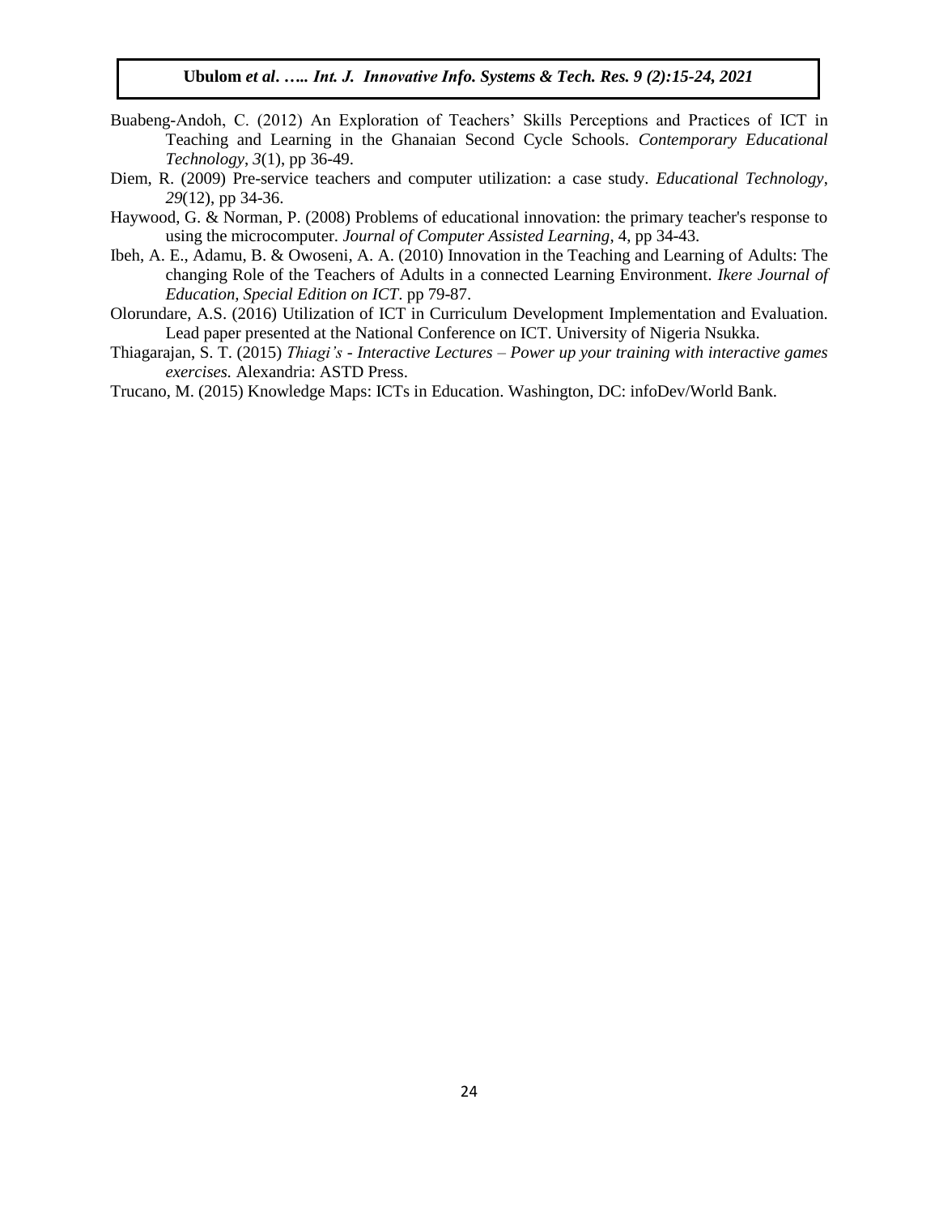Buabeng-Andoh, C. (2012) An Exploration of Teachers' Skills Perceptions and Practices of ICT in Teaching and Learning in the Ghanaian Second Cycle Schools. *Contemporary Educational Technology*, *3*(1), pp 36-49.

Diem, R. (2009) Pre-service teachers and computer utilization: a case study. *Educational Technology*, *29*(12), pp 34-36.

Haywood, G. & Norman, P. (2008) Problems of educational innovation: the primary teacher's response to using the microcomputer. *Journal of Computer Assisted Learning*, 4, pp 34-43.

Ibeh, A. E., Adamu, B. & Owoseni, A. A. (2010) Innovation in the Teaching and Learning of Adults: The changing Role of the Teachers of Adults in a connected Learning Environment. *Ikere Journal of Education, Special Edition on ICT*. pp 79-87.

Olorundare, A.S. (2016) Utilization of ICT in Curriculum Development Implementation and Evaluation. Lead paper presented at the National Conference on ICT. University of Nigeria Nsukka.

Thiagarajan, S. T. (2015) *Thiagi's - Interactive Lectures – Power up your training with interactive games exercises.* Alexandria: ASTD Press.

Trucano, M. (2015) Knowledge Maps: ICTs in Education. Washington, DC: infoDev/World Bank.